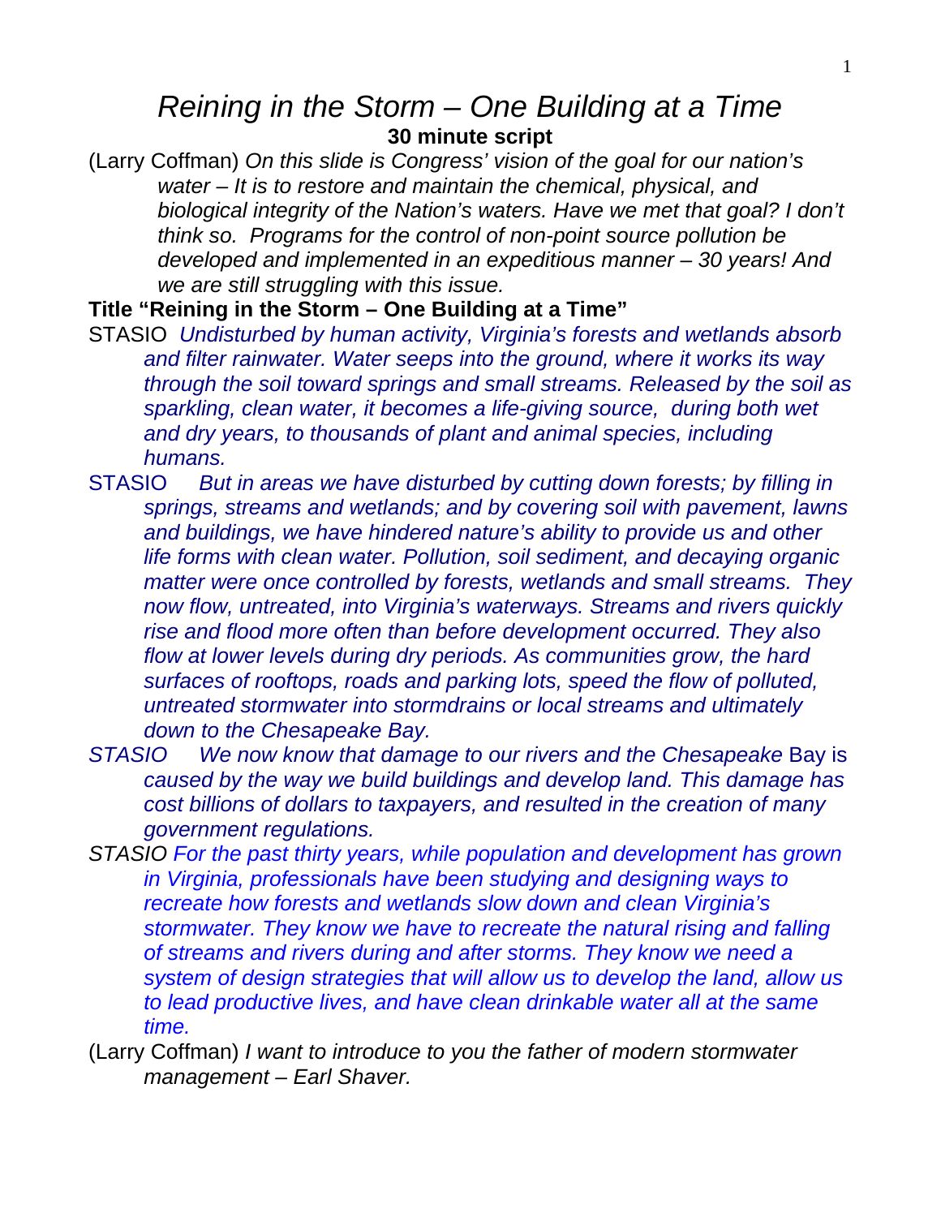# *Reining in the Storm – One Building at a Time*

**30 minute script**

(Larry Coffman) *On this slide is Congress' vision of the goal for our nation's water – It is to restore and maintain the chemical, physical, and biological integrity of the Nation's waters. Have we met that goal? I don't think so. Programs for the control of non-point source pollution be developed and implemented in an expeditious manner – 30 years! And we are still struggling with this issue.*

**Title "Reining in the Storm – One Building at a Time"**

STASIO *Undisturbed by human activity, Virginia's forests and wetlands absorb and filter rainwater. Water seeps into the ground, where it works its way through the soil toward springs and small streams. Released by the soil as sparkling, clean water, it becomes a life-giving source, during both wet and dry years, to thousands of plant and animal species, including humans.*

STASIO *But in areas we have disturbed by cutting down forests; by filling in springs, streams and wetlands; and by covering soil with pavement, lawns and buildings, we have hindered nature's ability to provide us and other life forms with clean water. Pollution, soil sediment, and decaying organic matter were once controlled by forests, wetlands and small streams. They now flow, untreated, into Virginia's waterways. Streams and rivers quickly rise and flood more often than before development occurred. They also flow at lower levels during dry periods. As communities grow, the hard surfaces of rooftops, roads and parking lots, speed the flow of polluted, untreated stormwater into stormdrains or local streams and ultimately down to the Chesapeake Bay.*

*STASIO We now know that damage to our rivers and the Chesapeake* Bay is *caused by the way we build buildings and develop land. This damage has cost billions of dollars to taxpayers, and resulted in the creation of many government regulations.*

*STASIO For the past thirty years, while population and development has grown in Virginia, professionals have been studying and designing ways to recreate how forests and wetlands slow down and clean Virginia's stormwater. They know we have to recreate the natural rising and falling of streams and rivers during and after storms. They know we need a system of design strategies that will allow us to develop the land, allow us to lead productive lives, and have clean drinkable water all at the same time.*

(Larry Coffman) *I want to introduce to you the father of modern stormwater management – Earl Shaver.*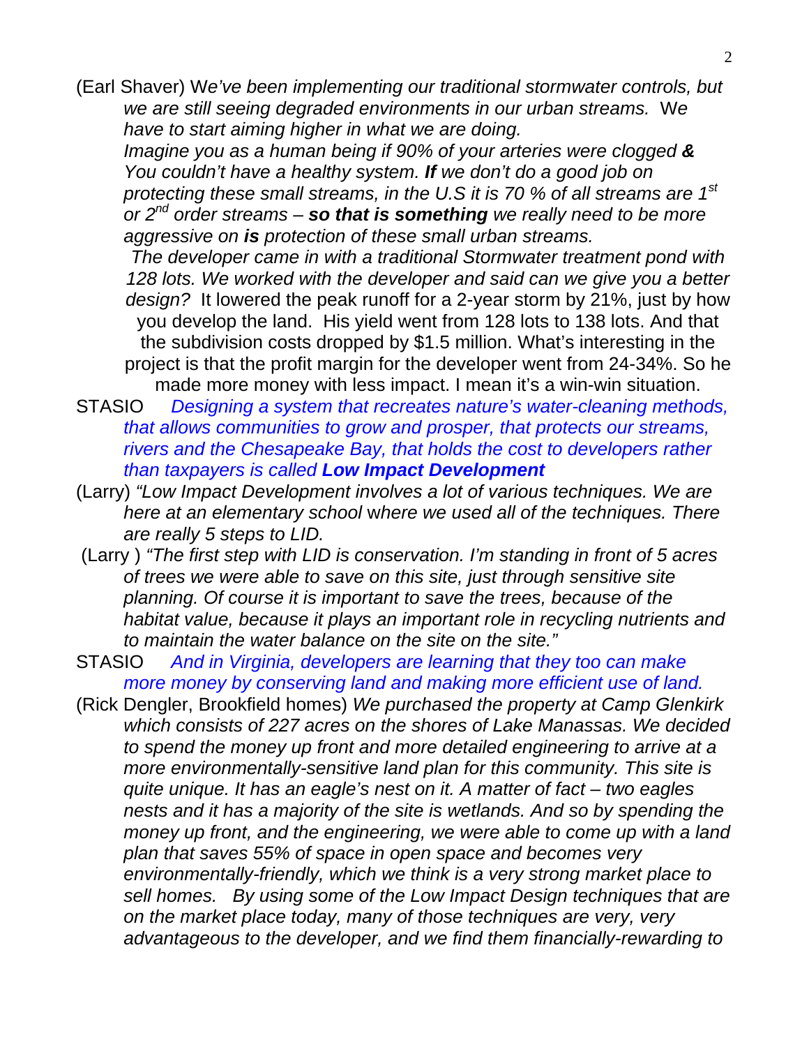(Earl Shaver) W*e've been implementing our traditional stormwater controls, but we are still seeing degraded environments in our urban streams.* We *have to start aiming higher in what we are doing.*

*Imagine you as a human being if 90% of your arteries were clogged **&** You couldn't have a healthy system. **If** we don't do a good job on protecting these small streams, in the U.S it is 70 % of all streams are 1st or 2nd order streams – **so that is something** we really need to be more aggressive on **is** protection of these small urban streams.*

*The developer came in with a traditional Stormwater treatment pond with 128 lots. We worked with the developer and said can we give you a better design?* It lowered the peak runoff for a 2-year storm by 21%, just by how you develop the land. His yield went from 128 lots to 138 lots. And that the subdivision costs dropped by $1.5 million. What's interesting in the project is that the profit margin for the developer went from 24-34%. So he made more money with less impact. I mean it's a win-win situation.

STASIO *Designing a system that recreates nature's water-cleaning methods, that allows communities to grow and prosper, that protects our streams, rivers and the Chesapeake Bay, that holds the cost to developers rather than taxpayers is called **Low Impact Development***

(Larry) *"Low Impact Development involves a lot of various techniques. We are here at an elementary school* where *we used all of the techniques. There are really 5 steps to LID.*

(Larry ) *"The first step with LID is conservation. I'm standing in front of 5 acres of trees we were able to save on this site, just through sensitive site planning. Of course it is important to save the trees, because of the habitat value, because it plays an important role in recycling nutrients and to maintain the water balance on the site on the site."*

STASIO *And in Virginia, developers are learning that they too can make more money by conserving land and making more efficient use of land.*

(Rick Dengler, Brookfield homes) *We purchased the property at Camp Glenkirk which consists of 227 acres on the shores of Lake Manassas. We decided to spend the money up front and more detailed engineering to arrive at a more environmentally-sensitive land plan for this community. This site is quite unique. It has an eagle's nest on it. A matter of fact – two eagles nests and it has a majority of the site is wetlands. And so by spending the money up front, and the engineering, we were able to come up with a land plan that saves 55% of space in open space and becomes very environmentally-friendly, which we think is a very strong market place to sell homes. By using some of the Low Impact Design techniques that are on the market place today, many of those techniques are very, very advantageous to the developer, and we find them financially-rewarding to*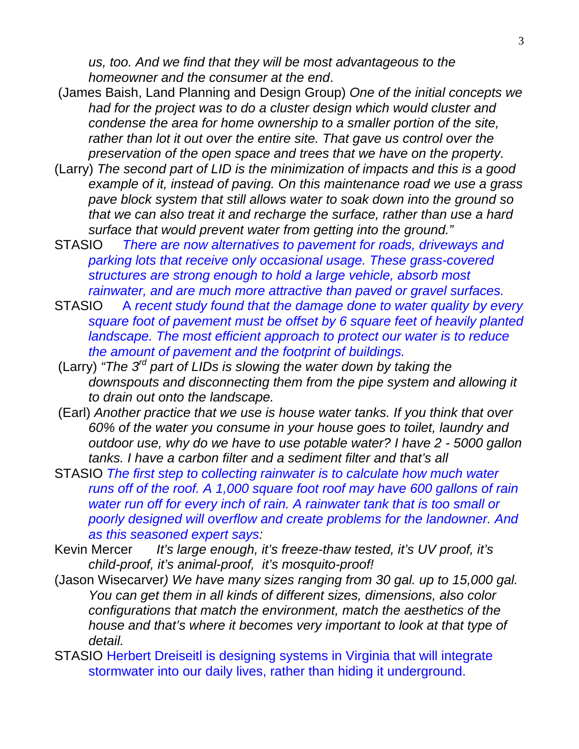*us, too. And we find that they will be most advantageous to the homeowner and the consumer at the end*.

(James Baish, Land Planning and Design Group) *One of the initial concepts we had for the project was to do a cluster design which would cluster and condense the area for home ownership to a smaller portion of the site, rather than lot it out over the entire site. That gave us control over the preservation of the open space and trees that we have on the property.*

(Larry) *The second part of LID is the minimization of impacts and this is a good example of it, instead of paving. On this maintenance road we use a grass pave block system that still allows water to soak down into the ground so that we can also treat it and recharge the surface, rather than use a hard surface that would prevent water from getting into the ground."*

STASIO *There are now alternatives to pavement for roads, driveways and parking lots that receive only occasional usage. These grass-covered structures are strong enough to hold a large vehicle, absorb most rainwater, and are much more attractive than paved or gravel surfaces.*

STASIO *A recent study found that the damage done to water quality by every square foot of pavement must be offset by 6 square feet of heavily planted landscape. The most efficient approach to protect our water is to reduce the amount of pavement and the footprint of buildings.*

(Larry) *"The 3rd part of LIDs is slowing the water down by taking the downspouts and disconnecting them from the pipe system and allowing it to drain out onto the landscape.*

(Earl) *Another practice that we use is house water tanks. If you think that over 60% of the water you consume in your house goes to toilet, laundry and outdoor use, why do we have to use potable water? I have 2 - 5000 gallon tanks. I have a carbon filter and a sediment filter and that's all*

STASIO *The first step to collecting rainwater is to calculate how much water runs off of the roof. A 1,000 square foot roof may have 600 gallons of rain water run off for every inch of rain. A rainwater tank that is too small or poorly designed will overflow and create problems for the landowner. And as this seasoned expert says:*

Kevin Mercer *It's large enough, it's freeze-thaw tested, it's UV proof, it's child-proof, it's animal-proof, it's mosquito-proof!*

(Jason Wisecarver*) We have many sizes ranging from 30 gal. up to 15,000 gal. You can get them in all kinds of different sizes, dimensions, also color configurations that match the environment, match the aesthetics of the house and that's where it becomes very important to look at that type of detail.*

STASIO Herbert Dreiseitl is designing systems in Virginia that will integrate stormwater into our daily lives, rather than hiding it underground.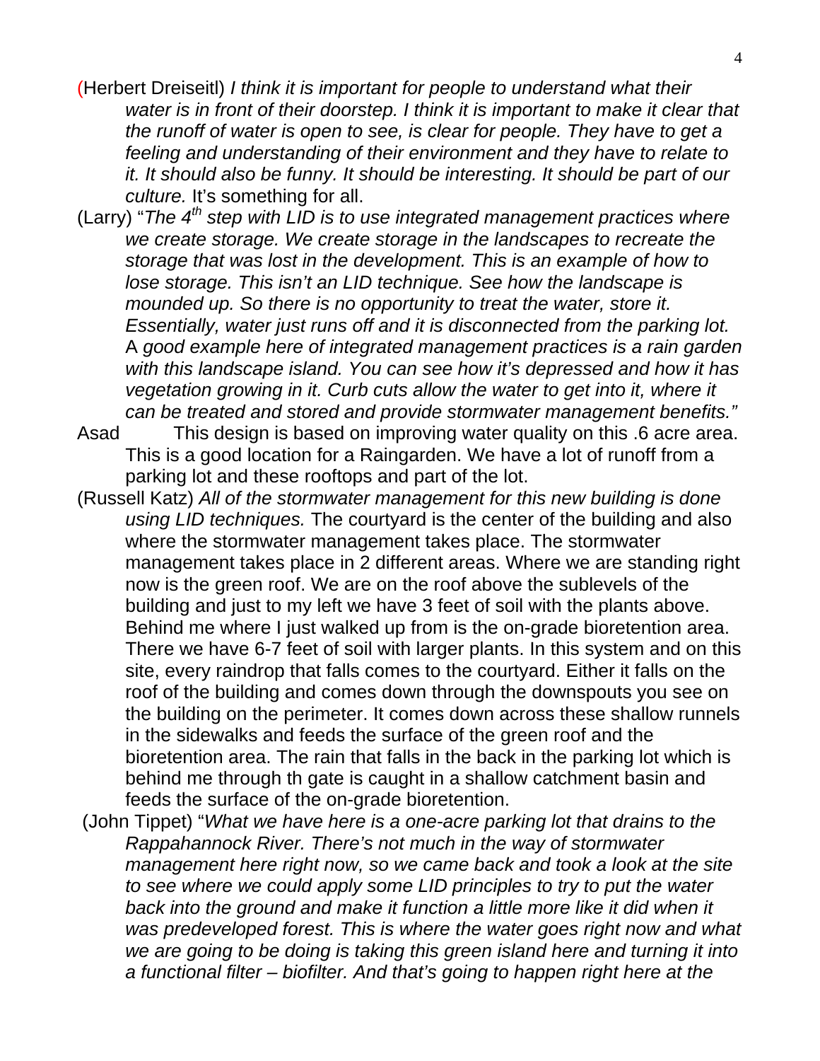(Herbert Dreiseitl) *I think it is important for people to understand what their water is in front of their doorstep. I think it is important to make it clear that the runoff of water is open to see, is clear for people. They have to get a feeling and understanding of their environment and they have to relate to it. It should also be funny. It should be interesting. It should be part of our culture.* It's something for all.

(Larry) "*The 4th step with LID is to use integrated management practices where we create storage. We create storage in the landscapes to recreate the storage that was lost in the development. This is an example of how to lose storage. This isn't an LID technique. See how the landscape is mounded up. So there is no opportunity to treat the water, store it. Essentially, water just runs off and it is disconnected from the parking lot.* A *good example here of integrated management practices is a rain garden with this landscape island. You can see how it's depressed and how it has vegetation growing in it. Curb cuts allow the water to get into it, where it can be treated and stored and provide stormwater management benefits."*

Asad This design is based on improving water quality on this .6 acre area. This is a good location for a Raingarden. We have a lot of runoff from a parking lot and these rooftops and part of the lot.

(Russell Katz) *All of the stormwater management for this new building is done using LID techniques.* The courtyard is the center of the building and also where the stormwater management takes place. The stormwater management takes place in 2 different areas. Where we are standing right now is the green roof. We are on the roof above the sublevels of the building and just to my left we have 3 feet of soil with the plants above. Behind me where I just walked up from is the on-grade bioretention area. There we have 6-7 feet of soil with larger plants. In this system and on this site, every raindrop that falls comes to the courtyard. Either it falls on the roof of the building and comes down through the downspouts you see on the building on the perimeter. It comes down across these shallow runnels in the sidewalks and feeds the surface of the green roof and the bioretention area. The rain that falls in the back in the parking lot which is behind me through th gate is caught in a shallow catchment basin and feeds the surface of the on-grade bioretention.

(John Tippet) "*What we have here is a one-acre parking lot that drains to the Rappahannock River. There's not much in the way of stormwater management here right now, so we came back and took a look at the site to see where we could apply some LID principles to try to put the water back into the ground and make it function a little more like it did when it was predeveloped forest. This is where the water goes right now and what we are going to be doing is taking this green island here and turning it into a functional filter – biofilter. And that's going to happen right here at the*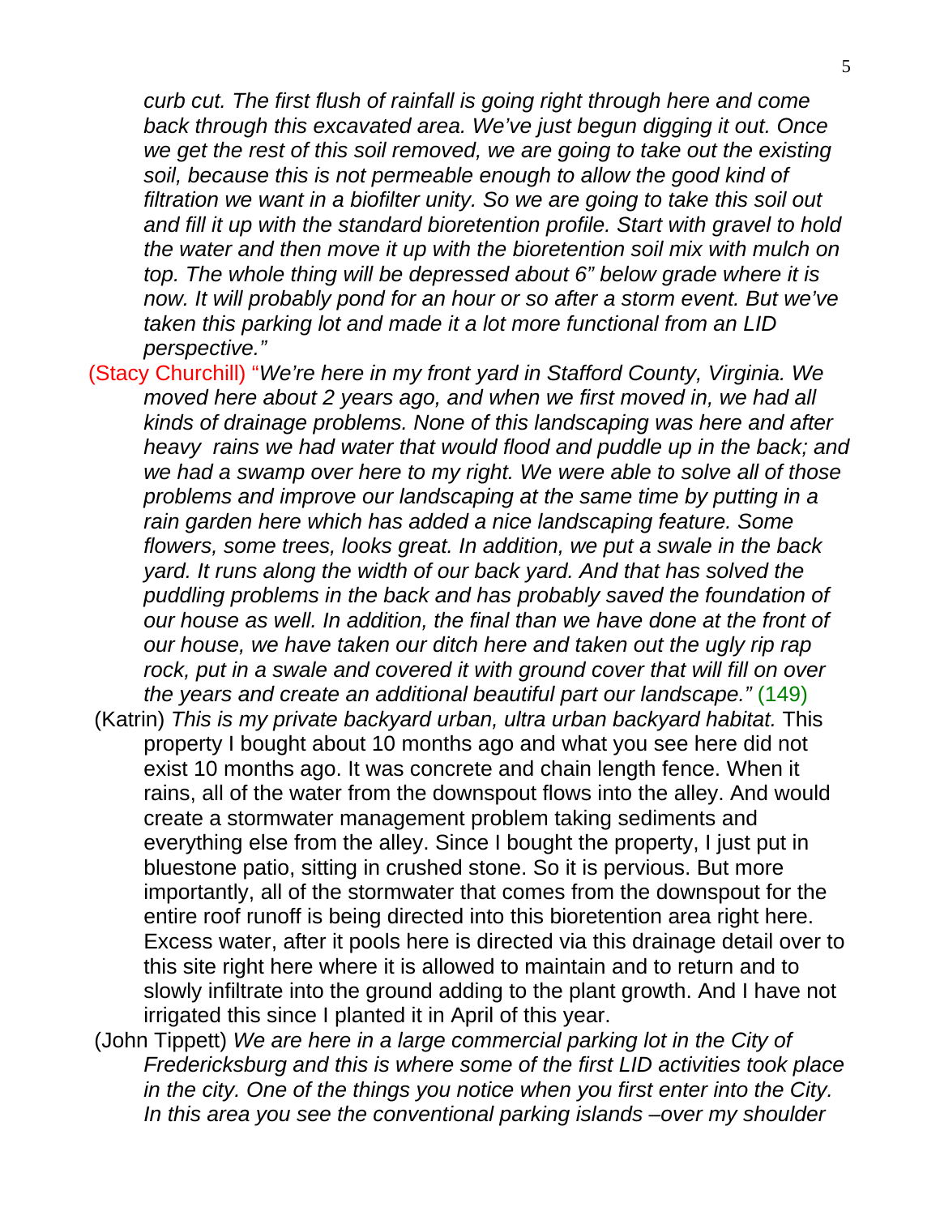*curb cut. The first flush of rainfall is going right through here and come back through this excavated area. We've just begun digging it out. Once we get the rest of this soil removed, we are going to take out the existing soil, because this is not permeable enough to allow the good kind of filtration we want in a biofilter unity. So we are going to take this soil out and fill it up with the standard bioretention profile. Start with gravel to hold the water and then move it up with the bioretention soil mix with mulch on top. The whole thing will be depressed about 6" below grade where it is now. It will probably pond for an hour or so after a storm event. But we've taken this parking lot and made it a lot more functional from an LID perspective."*

(Stacy Churchill) "*We're here in my front yard in Stafford County, Virginia. We moved here about 2 years ago, and when we first moved in, we had all kinds of drainage problems. None of this landscaping was here and after heavy rains we had water that would flood and puddle up in the back; and we had a swamp over here to my right. We were able to solve all of those problems and improve our landscaping at the same time by putting in a rain garden here which has added a nice landscaping feature. Some flowers, some trees, looks great. In addition, we put a swale in the back yard. It runs along the width of our back yard. And that has solved the puddling problems in the back and has probably saved the foundation of our house as well. In addition, the final than we have done at the front of our house, we have taken our ditch here and taken out the ugly rip rap rock, put in a swale and covered it with ground cover that will fill on over the years and create an additional beautiful part our landscape."* (149)

(Katrin) *This is my private backyard urban, ultra urban backyard habitat.* This property I bought about 10 months ago and what you see here did not exist 10 months ago. It was concrete and chain length fence. When it rains, all of the water from the downspout flows into the alley. And would create a stormwater management problem taking sediments and everything else from the alley. Since I bought the property, I just put in bluestone patio, sitting in crushed stone. So it is pervious. But more importantly, all of the stormwater that comes from the downspout for the entire roof runoff is being directed into this bioretention area right here. Excess water, after it pools here is directed via this drainage detail over to this site right here where it is allowed to maintain and to return and to slowly infiltrate into the ground adding to the plant growth. And I have not irrigated this since I planted it in April of this year.

(John Tippett) *We are here in a large commercial parking lot in the City of Fredericksburg and this is where some of the first LID activities took place in the city. One of the things you notice when you first enter into the City. In this area you see the conventional parking islands –over my shoulder*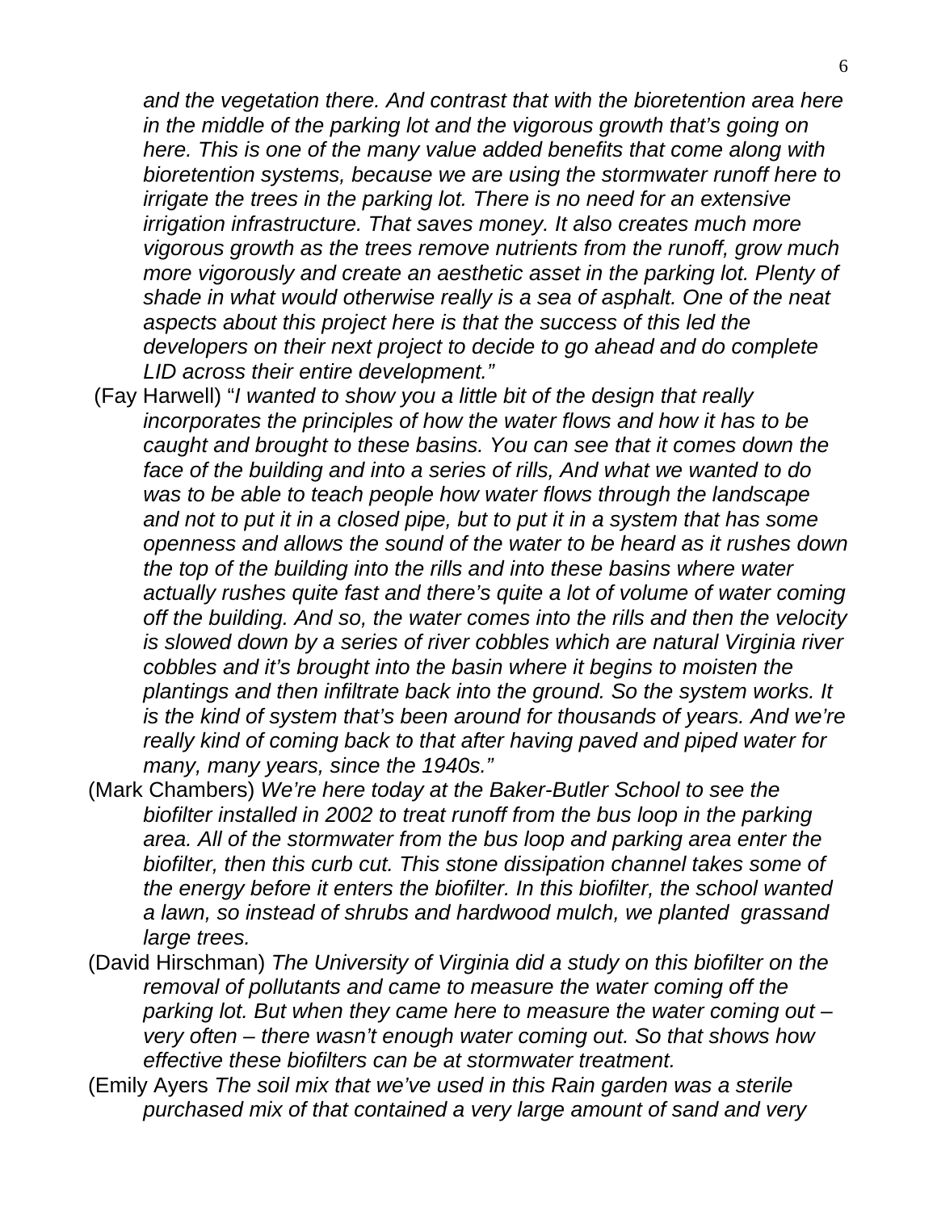*and the vegetation there. And contrast that with the bioretention area here in the middle of the parking lot and the vigorous growth that's going on here. This is one of the many value added benefits that come along with bioretention systems, because we are using the stormwater runoff here to irrigate the trees in the parking lot. There is no need for an extensive irrigation infrastructure. That saves money. It also creates much more vigorous growth as the trees remove nutrients from the runoff, grow much more vigorously and create an aesthetic asset in the parking lot. Plenty of shade in what would otherwise really is a sea of asphalt. One of the neat aspects about this project here is that the success of this led the developers on their next project to decide to go ahead and do complete LID across their entire development."*

(Fay Harwell) "*I wanted to show you a little bit of the design that really incorporates the principles of how the water flows and how it has to be caught and brought to these basins. You can see that it comes down the face of the building and into a series of rills, And what we wanted to do was to be able to teach people how water flows through the landscape and not to put it in a closed pipe, but to put it in a system that has some openness and allows the sound of the water to be heard as it rushes down the top of the building into the rills and into these basins where water actually rushes quite fast and there's quite a lot of volume of water coming off the building. And so, the water comes into the rills and then the velocity is slowed down by a series of river cobbles which are natural Virginia river cobbles and it's brought into the basin where it begins to moisten the plantings and then infiltrate back into the ground. So the system works. It is the kind of system that's been around for thousands of years. And we're really kind of coming back to that after having paved and piped water for many, many years, since the 1940s."*

(Mark Chambers) *We're here today at the Baker-Butler School to see the biofilter installed in 2002 to treat runoff from the bus loop in the parking area. All of the stormwater from the bus loop and parking area enter the biofilter, then this curb cut. This stone dissipation channel takes some of the energy before it enters the biofilter. In this biofilter, the school wanted a lawn, so instead of shrubs and hardwood mulch, we planted grassand large trees.*

(David Hirschman) *The University of Virginia did a study on this biofilter on the removal of pollutants and came to measure the water coming off the parking lot. But when they came here to measure the water coming out – very often – there wasn't enough water coming out. So that shows how effective these biofilters can be at stormwater treatment.*

(Emily Ayers *The soil mix that we've used in this Rain garden was a sterile purchased mix of that contained a very large amount of sand and very*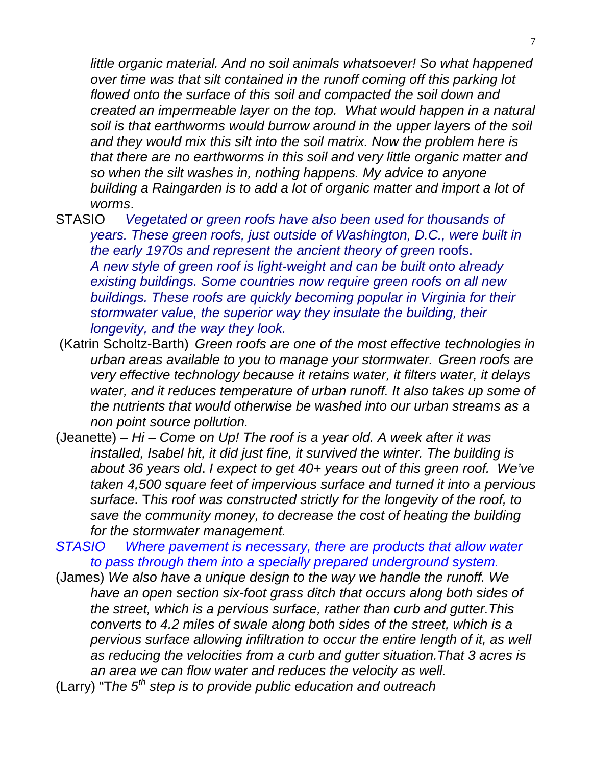*little organic material. And no soil animals whatsoever! So what happened over time was that silt contained in the runoff coming off this parking lot flowed onto the surface of this soil and compacted the soil down and created an impermeable layer on the top. What would happen in a natural soil is that earthworms would burrow around in the upper layers of the soil and they would mix this silt into the soil matrix. Now the problem here is that there are no earthworms in this soil and very little organic matter and so when the silt washes in, nothing happens. My advice to anyone building a Raingarden is to add a lot of organic matter and import a lot of worms*.

STASIO *Vegetated or green roofs have also been used for thousands of years. These green roofs, just outside of Washington, D.C., were built in the early 1970s and represent the ancient theory of green* roofs. *A new style of green roof is light-weight and can be built onto already existing buildings. Some countries now require green roofs on all new buildings. These roofs are quickly becoming popular in Virginia for their stormwater value, the superior way they insulate the building, their longevity, and the way they look.*

(Katrin Scholtz-Barth) *Green roofs are one of the most effective technologies in urban areas available to you to manage your stormwater. Green roofs are very effective technology because it retains water, it filters water, it delays water, and it reduces temperature of urban runoff. It also takes up some of the nutrients that would otherwise be washed into our urban streams as a non point source pollution.*

(Jeanette) – *Hi – Come on Up! The roof is a year old. A week after it was installed, Isabel hit, it did just fine, it survived the winter. The building is about 36 years old*. *I expect to get 40+ years out of this green roof. We've taken 4,500 square feet of impervious surface and turned it into a pervious surface.* T*his roof was constructed strictly for the longevity of the roof, to save the community money, to decrease the cost of heating the building for the stormwater management.*

*STASIO Where pavement is necessary, there are products that allow water to pass through them into a specially prepared underground system.*

(James) *We also have a unique design to the way we handle the runoff. We have an open section six-foot grass ditch that occurs along both sides of the street, which is a pervious surface, rather than curb and gutter.This converts to 4.2 miles of swale along both sides of the street, which is a pervious surface allowing infiltration to occur the entire length of it, as well as reducing the velocities from a curb and gutter situation.That 3 acres is an area we can flow water and reduces the velocity as well.*

(Larry) "T*he 5th step is to provide public education and outreach*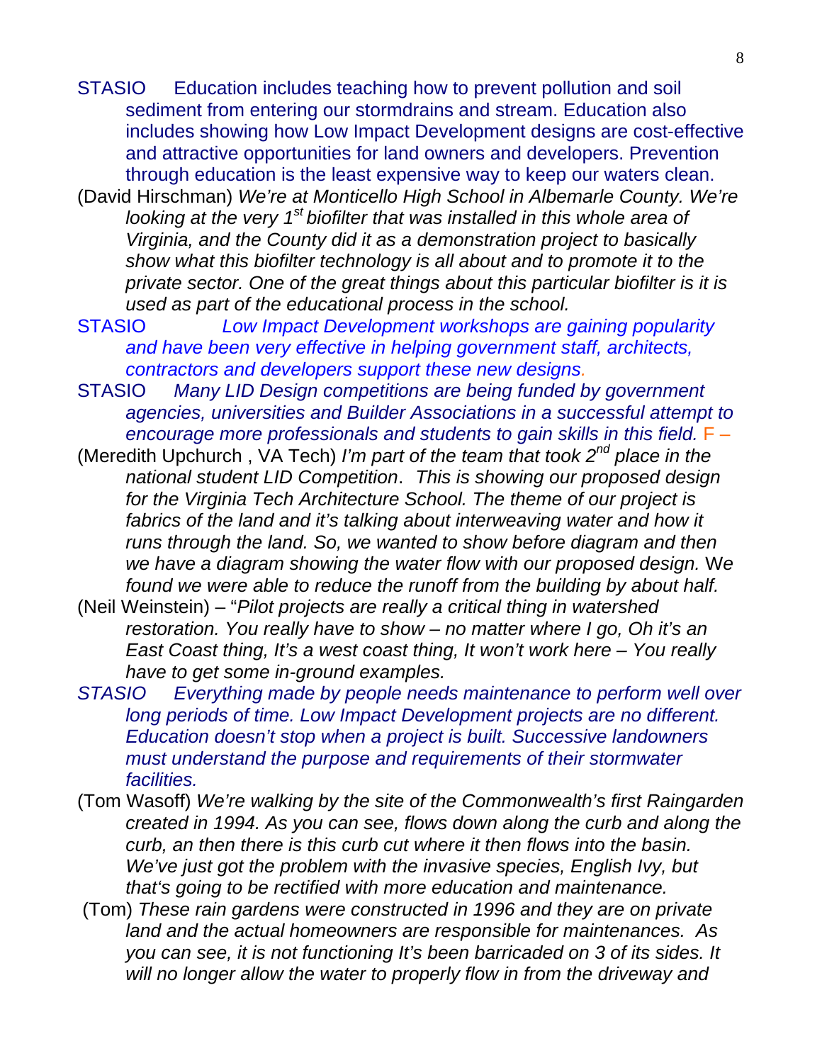STASIO Education includes teaching how to prevent pollution and soil sediment from entering our stormdrains and stream. Education also includes showing how Low Impact Development designs are cost-effective and attractive opportunities for land owners and developers. Prevention through education is the least expensive way to keep our waters clean.

(David Hirschman) *We're at Monticello High School in Albemarle County. We're looking at the very 1st biofilter that was installed in this whole area of Virginia, and the County did it as a demonstration project to basically show what this biofilter technology is all about and to promote it to the private sector. One of the great things about this particular biofilter is it is used as part of the educational process in the school.*

STASIO *Low Impact Development workshops are gaining popularity and have been very effective in helping government staff, architects, contractors and developers support these new designs.*

STASIO *Many LID Design competitions are being funded by government agencies, universities and Builder Associations in a successful attempt to encourage more professionals and students to gain skills in this field.* F –

(Meredith Upchurch , VA Tech) *I'm part of the team that took 2nd place in the national student LID Competition*. *This is showing our proposed design for the Virginia Tech Architecture School. The theme of our project is fabrics of the land and it's talking about interweaving water and how it runs through the land. So, we wanted to show before diagram and then we have a diagram showing the water flow with our proposed design.* We *found we were able to reduce the runoff from the building by about half.*

(Neil Weinstein) – "*Pilot projects are really a critical thing in watershed restoration. You really have to show – no matter where I go, Oh it's an East Coast thing, It's a west coast thing, It won't work here – You really have to get some in-ground examples.*

*STASIO Everything made by people needs maintenance to perform well over long periods of time. Low Impact Development projects are no different. Education doesn't stop when a project is built. Successive landowners must understand the purpose and requirements of their stormwater facilities.*

(Tom Wasoff) *We're walking by the site of the Commonwealth's first Raingarden created in 1994. As you can see, flows down along the curb and along the curb, an then there is this curb cut where it then flows into the basin. We've just got the problem with the invasive species, English Ivy, but that's going to be rectified with more education and maintenance.*

(Tom) *These rain gardens were constructed in 1996 and they are on private land and the actual homeowners are responsible for maintenances. As you can see, it is not functioning It's been barricaded on 3 of its sides. It will no longer allow the water to properly flow in from the driveway and*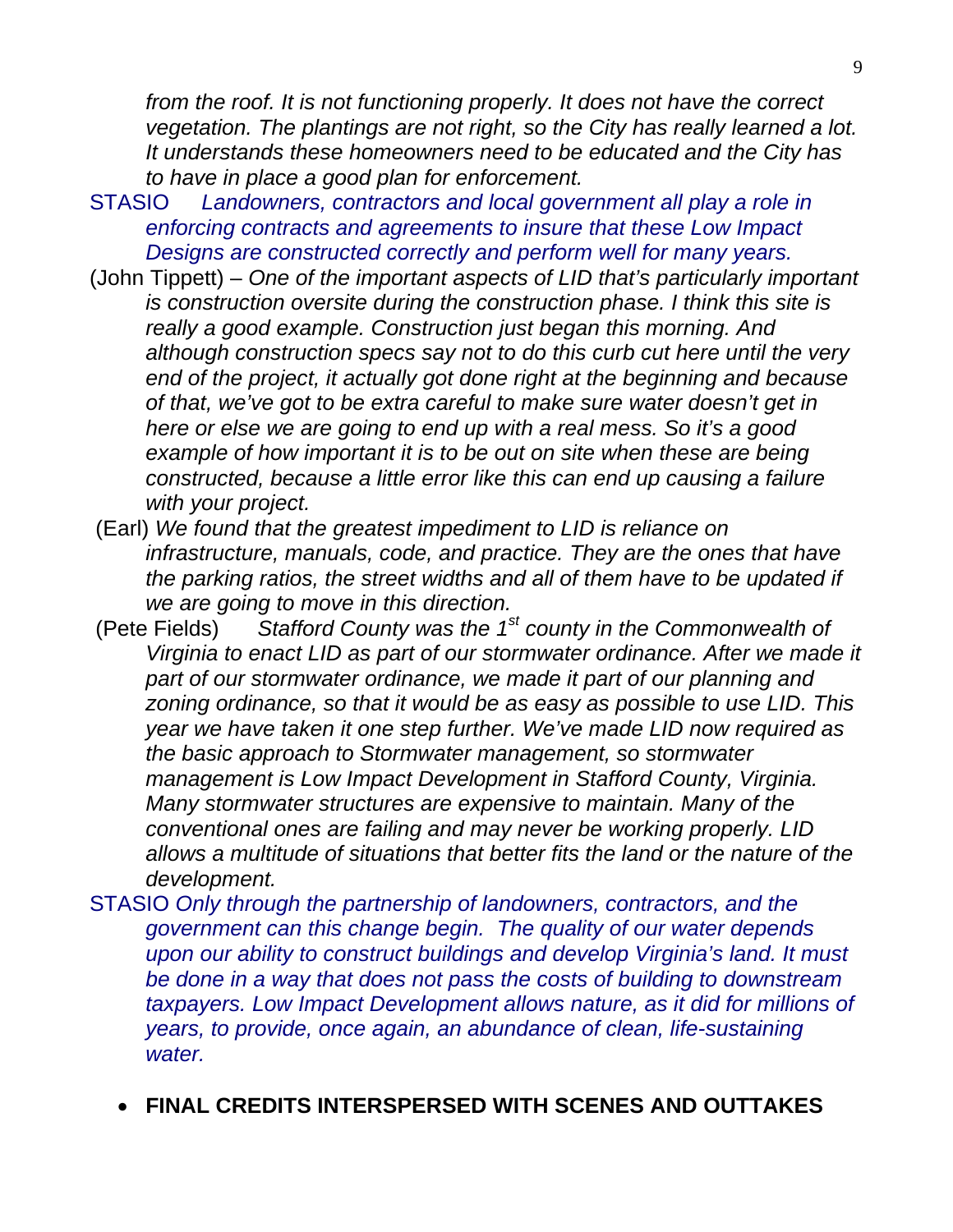*from the roof. It is not functioning properly. It does not have the correct vegetation. The plantings are not right, so the City has really learned a lot. It understands these homeowners need to be educated and the City has to have in place a good plan for enforcement.*

STASIO *Landowners, contractors and local government all play a role in enforcing contracts and agreements to insure that these Low Impact Designs are constructed correctly and perform well for many years.*

(John Tippett) – *One of the important aspects of LID that's particularly important is construction oversite during the construction phase. I think this site is really a good example. Construction just began this morning. And although construction specs say not to do this curb cut here until the very end of the project, it actually got done right at the beginning and because of that, we've got to be extra careful to make sure water doesn't get in here or else we are going to end up with a real mess. So it's a good example of how important it is to be out on site when these are being constructed, because a little error like this can end up causing a failure with your project.*

(Earl) *We found that the greatest impediment to LID is reliance on infrastructure, manuals, code, and practice. They are the ones that have the parking ratios, the street widths and all of them have to be updated if we are going to move in this direction.*

(Pete Fields) *Stafford County was the 1st county in the Commonwealth of Virginia to enact LID as part of our stormwater ordinance. After we made it part of our stormwater ordinance, we made it part of our planning and zoning ordinance, so that it would be as easy as possible to use LID. This year we have taken it one step further. We've made LID now required as the basic approach to Stormwater management, so stormwater management is Low Impact Development in Stafford County, Virginia. Many stormwater structures are expensive to maintain. Many of the conventional ones are failing and may never be working properly. LID allows a multitude of situations that better fits the land or the nature of the development.*

STASIO *Only through the partnership of landowners, contractors, and the government can this change begin. The quality of our water depends upon our ability to construct buildings and develop Virginia's land. It must be done in a way that does not pass the costs of building to downstream taxpayers. Low Impact Development allows nature, as it did for millions of years, to provide, once again, an abundance of clean, life-sustaining water.*

- **FINAL CREDITS INTERSPERSED WITH SCENES AND OUTTAKES**